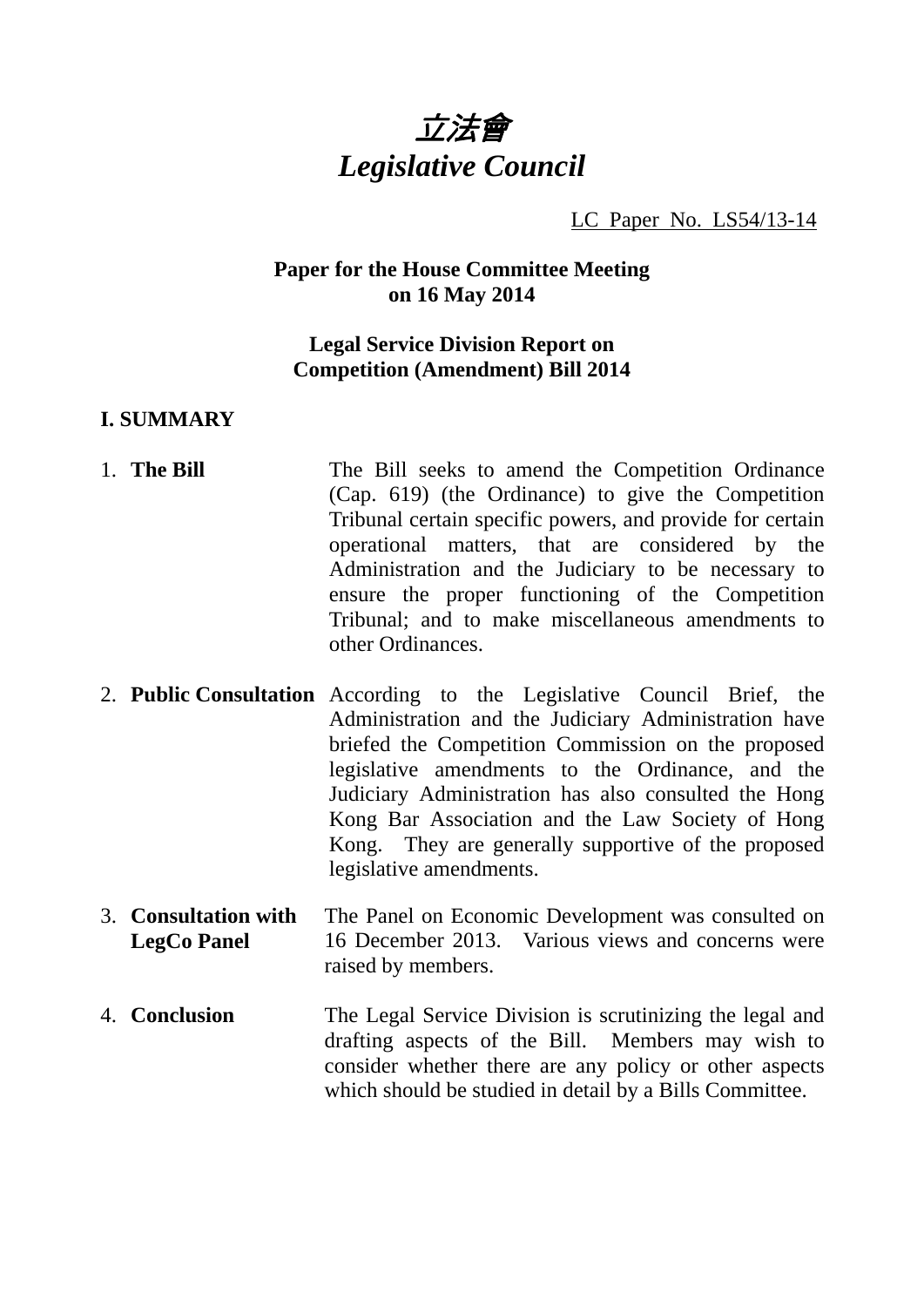# *立法會*
# *Legislative Council*

LC Paper No. LS54/13-14

**Paper for the House Committee Meeting on 16 May 2014**

**Legal Service Division Report on Competition (Amendment) Bill 2014**

## I. SUMMARY

1. **The Bill** — The Bill seeks to amend the Competition Ordinance (Cap. 619) (the Ordinance) to give the Competition Tribunal certain specific powers, and provide for certain operational matters, that are considered by the Administration and the Judiciary to be necessary to ensure the proper functioning of the Competition Tribunal; and to make miscellaneous amendments to other Ordinances.

2. **Public Consultation** — According to the Legislative Council Brief, the Administration and the Judiciary Administration have briefed the Competition Commission on the proposed legislative amendments to the Ordinance, and the Judiciary Administration has also consulted the Hong Kong Bar Association and the Law Society of Hong Kong. They are generally supportive of the proposed legislative amendments.

3. **Consultation with LegCo Panel** — The Panel on Economic Development was consulted on 16 December 2013. Various views and concerns were raised by members.

4. **Conclusion** — The Legal Service Division is scrutinizing the legal and drafting aspects of the Bill. Members may wish to consider whether there are any policy or other aspects which should be studied in detail by a Bills Committee.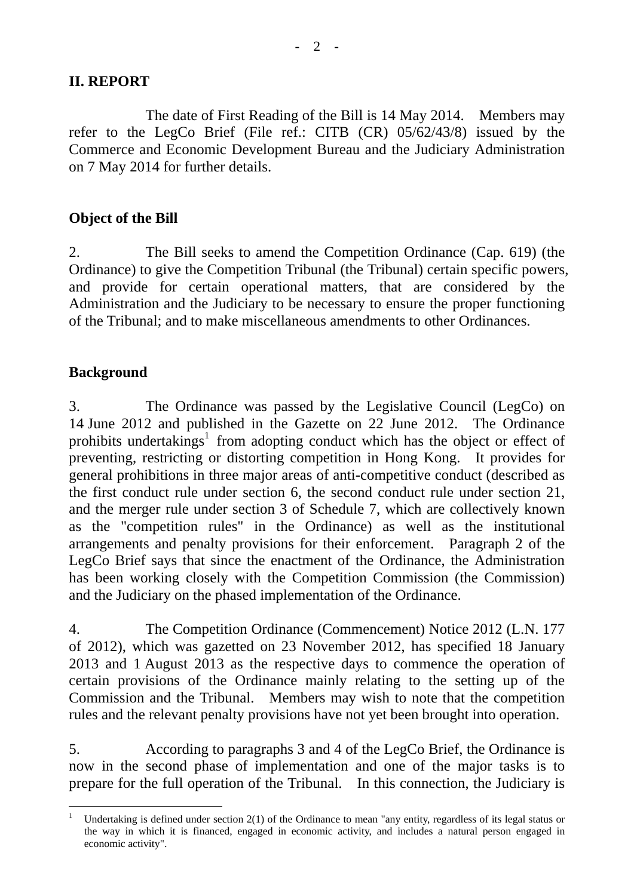## II. REPORT

The date of First Reading of the Bill is 14 May 2014. Members may refer to the LegCo Brief (File ref.: CITB (CR) 05/62/43/8) issued by the Commerce and Economic Development Bureau and the Judiciary Administration on 7 May 2014 for further details.

### Object of the Bill

2. The Bill seeks to amend the Competition Ordinance (Cap. 619) (the Ordinance) to give the Competition Tribunal (the Tribunal) certain specific powers, and provide for certain operational matters, that are considered by the Administration and the Judiciary to be necessary to ensure the proper functioning of the Tribunal; and to make miscellaneous amendments to other Ordinances.

### Background

3. The Ordinance was passed by the Legislative Council (LegCo) on 14 June 2012 and published in the Gazette on 22 June 2012. The Ordinance prohibits undertakings[1] from adopting conduct which has the object or effect of preventing, restricting or distorting competition in Hong Kong. It provides for general prohibitions in three major areas of anti-competitive conduct (described as the first conduct rule under section 6, the second conduct rule under section 21, and the merger rule under section 3 of Schedule 7, which are collectively known as the "competition rules" in the Ordinance) as well as the institutional arrangements and penalty provisions for their enforcement. Paragraph 2 of the LegCo Brief says that since the enactment of the Ordinance, the Administration has been working closely with the Competition Commission (the Commission) and the Judiciary on the phased implementation of the Ordinance.

4. The Competition Ordinance (Commencement) Notice 2012 (L.N. 177 of 2012), which was gazetted on 23 November 2012, has specified 18 January 2013 and 1 August 2013 as the respective days to commence the operation of certain provisions of the Ordinance mainly relating to the setting up of the Commission and the Tribunal. Members may wish to note that the competition rules and the relevant penalty provisions have not yet been brought into operation.

5. According to paragraphs 3 and 4 of the LegCo Brief, the Ordinance is now in the second phase of implementation and one of the major tasks is to prepare for the full operation of the Tribunal. In this connection, the Judiciary is

---

[1] Undertaking is defined under section 2(1) of the Ordinance to mean "any entity, regardless of its legal status or the way in which it is financed, engaged in economic activity, and includes a natural person engaged in economic activity".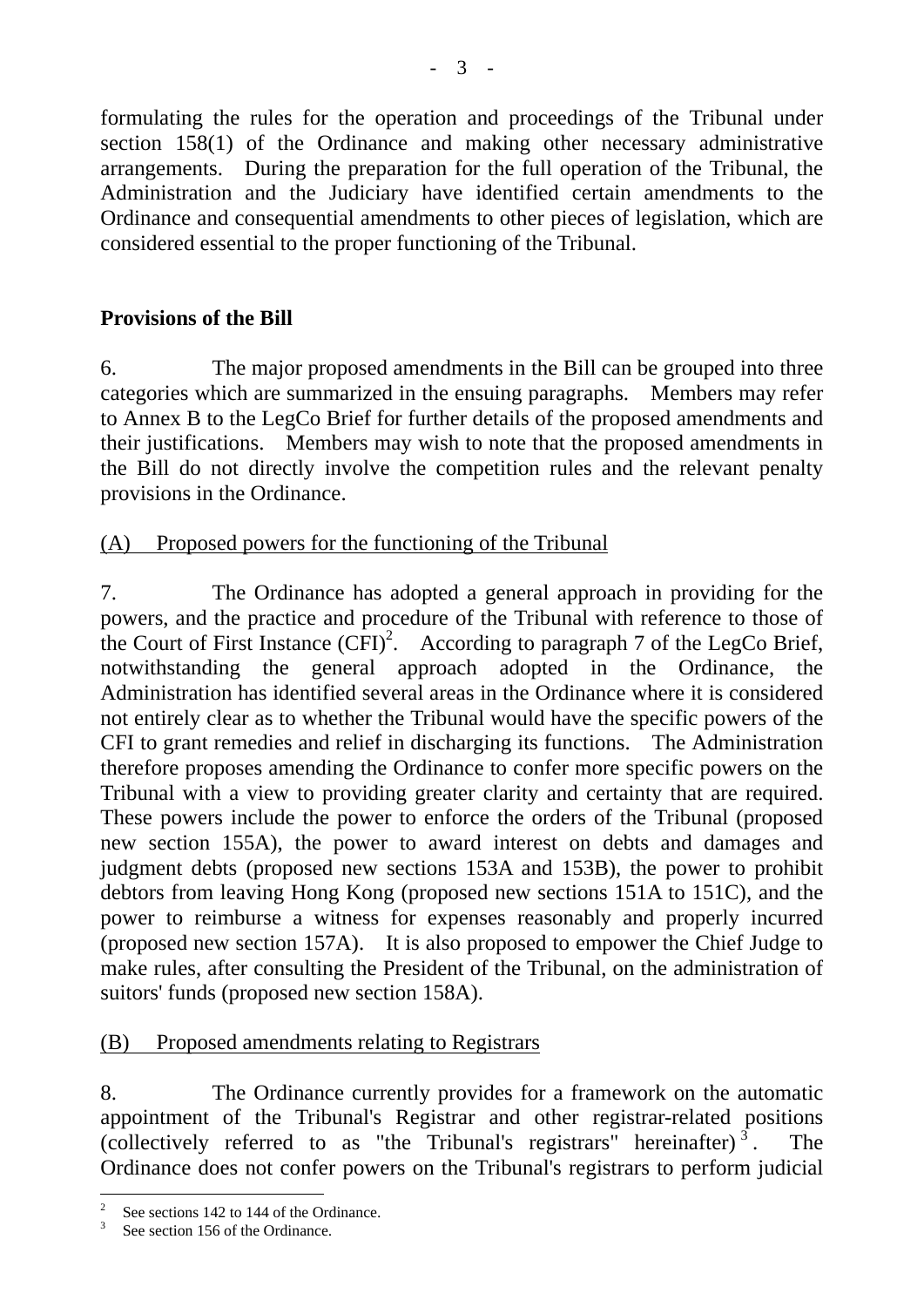formulating the rules for the operation and proceedings of the Tribunal under section 158(1) of the Ordinance and making other necessary administrative arrangements. During the preparation for the full operation of the Tribunal, the Administration and the Judiciary have identified certain amendments to the Ordinance and consequential amendments to other pieces of legislation, which are considered essential to the proper functioning of the Tribunal.

## Provisions of the Bill

6. The major proposed amendments in the Bill can be grouped into three categories which are summarized in the ensuing paragraphs. Members may refer to Annex B to the LegCo Brief for further details of the proposed amendments and their justifications. Members may wish to note that the proposed amendments in the Bill do not directly involve the competition rules and the relevant penalty provisions in the Ordinance.

### (A) Proposed powers for the functioning of the Tribunal

7. The Ordinance has adopted a general approach in providing for the powers, and the practice and procedure of the Tribunal with reference to those of the Court of First Instance (CFI)[2]. According to paragraph 7 of the LegCo Brief, notwithstanding the general approach adopted in the Ordinance, the Administration has identified several areas in the Ordinance where it is considered not entirely clear as to whether the Tribunal would have the specific powers of the CFI to grant remedies and relief in discharging its functions. The Administration therefore proposes amending the Ordinance to confer more specific powers on the Tribunal with a view to providing greater clarity and certainty that are required. These powers include the power to enforce the orders of the Tribunal (proposed new section 155A), the power to award interest on debts and damages and judgment debts (proposed new sections 153A and 153B), the power to prohibit debtors from leaving Hong Kong (proposed new sections 151A to 151C), and the power to reimburse a witness for expenses reasonably and properly incurred (proposed new section 157A). It is also proposed to empower the Chief Judge to make rules, after consulting the President of the Tribunal, on the administration of suitors' funds (proposed new section 158A).

### (B) Proposed amendments relating to Registrars

8. The Ordinance currently provides for a framework on the automatic appointment of the Tribunal's Registrar and other registrar-related positions (collectively referred to as "the Tribunal's registrars" hereinafter)[3]. The Ordinance does not confer powers on the Tribunal's registrars to perform judicial

---

[2] See sections 142 to 144 of the Ordinance.

[3] See section 156 of the Ordinance.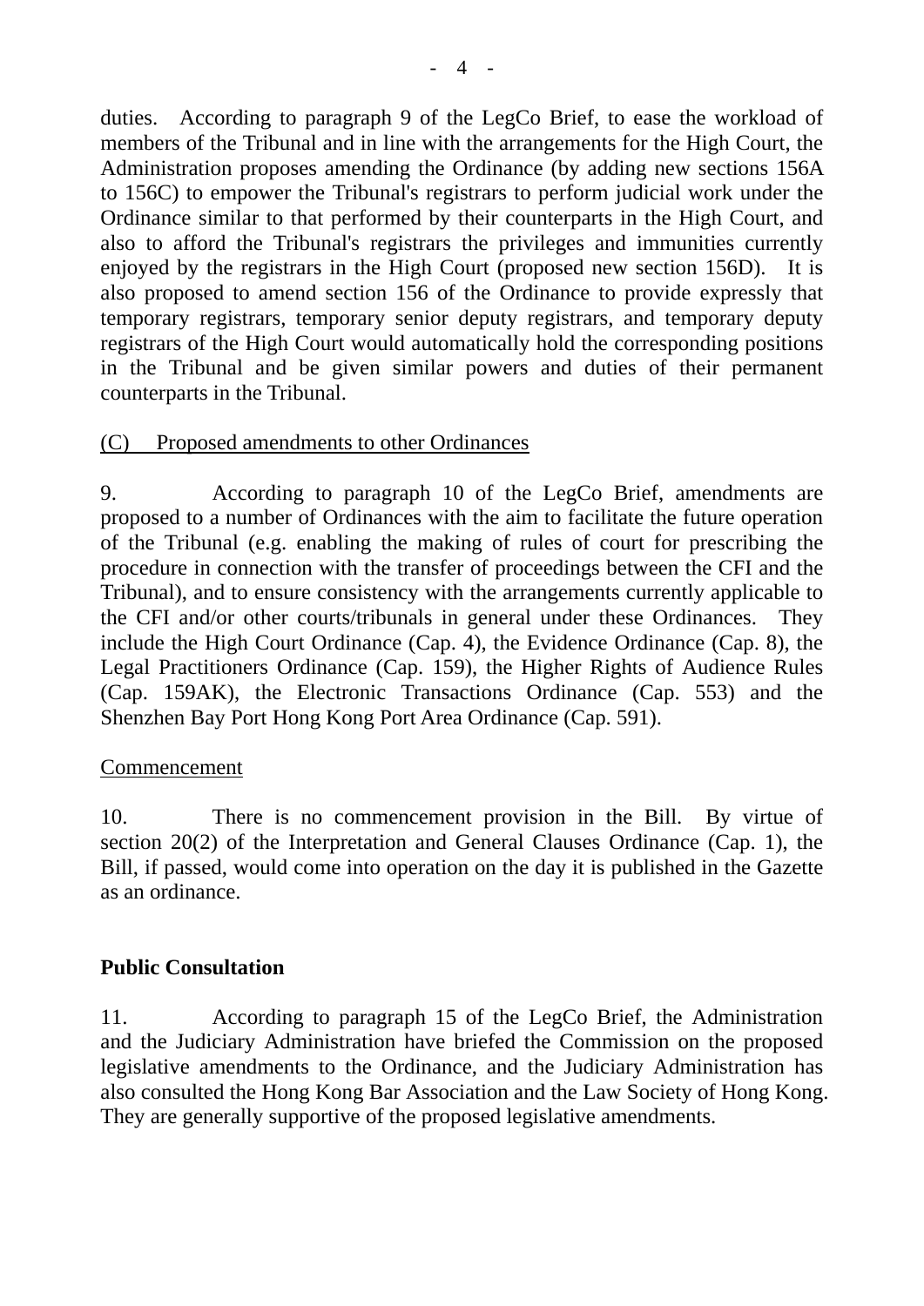duties. According to paragraph 9 of the LegCo Brief, to ease the workload of members of the Tribunal and in line with the arrangements for the High Court, the Administration proposes amending the Ordinance (by adding new sections 156A to 156C) to empower the Tribunal's registrars to perform judicial work under the Ordinance similar to that performed by their counterparts in the High Court, and also to afford the Tribunal's registrars the privileges and immunities currently enjoyed by the registrars in the High Court (proposed new section 156D). It is also proposed to amend section 156 of the Ordinance to provide expressly that temporary registrars, temporary senior deputy registrars, and temporary deputy registrars of the High Court would automatically hold the corresponding positions in the Tribunal and be given similar powers and duties of their permanent counterparts in the Tribunal.

(C) Proposed amendments to other Ordinances

9. According to paragraph 10 of the LegCo Brief, amendments are proposed to a number of Ordinances with the aim to facilitate the future operation of the Tribunal (e.g. enabling the making of rules of court for prescribing the procedure in connection with the transfer of proceedings between the CFI and the Tribunal), and to ensure consistency with the arrangements currently applicable to the CFI and/or other courts/tribunals in general under these Ordinances. They include the High Court Ordinance (Cap. 4), the Evidence Ordinance (Cap. 8), the Legal Practitioners Ordinance (Cap. 159), the Higher Rights of Audience Rules (Cap. 159AK), the Electronic Transactions Ordinance (Cap. 553) and the Shenzhen Bay Port Hong Kong Port Area Ordinance (Cap. 591).

Commencement

10. There is no commencement provision in the Bill. By virtue of section 20(2) of the Interpretation and General Clauses Ordinance (Cap. 1), the Bill, if passed, would come into operation on the day it is published in the Gazette as an ordinance.

**Public Consultation**

11. According to paragraph 15 of the LegCo Brief, the Administration and the Judiciary Administration have briefed the Commission on the proposed legislative amendments to the Ordinance, and the Judiciary Administration has also consulted the Hong Kong Bar Association and the Law Society of Hong Kong. They are generally supportive of the proposed legislative amendments.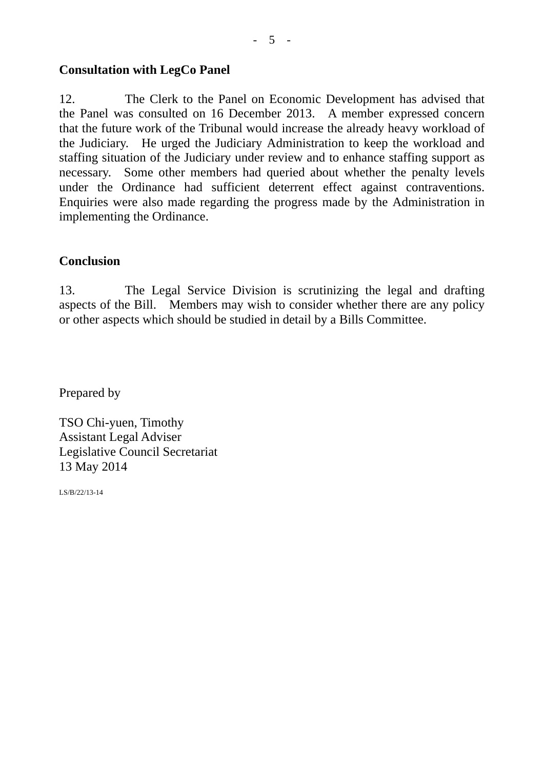**Consultation with LegCo Panel**

12. The Clerk to the Panel on Economic Development has advised that the Panel was consulted on 16 December 2013. A member expressed concern that the future work of the Tribunal would increase the already heavy workload of the Judiciary. He urged the Judiciary Administration to keep the workload and staffing situation of the Judiciary under review and to enhance staffing support as necessary. Some other members had queried about whether the penalty levels under the Ordinance had sufficient deterrent effect against contraventions. Enquiries were also made regarding the progress made by the Administration in implementing the Ordinance.

**Conclusion**

13. The Legal Service Division is scrutinizing the legal and drafting aspects of the Bill. Members may wish to consider whether there are any policy or other aspects which should be studied in detail by a Bills Committee.

Prepared by

TSO Chi-yuen, Timothy
Assistant Legal Adviser
Legislative Council Secretariat
13 May 2014

LS/B/22/13-14